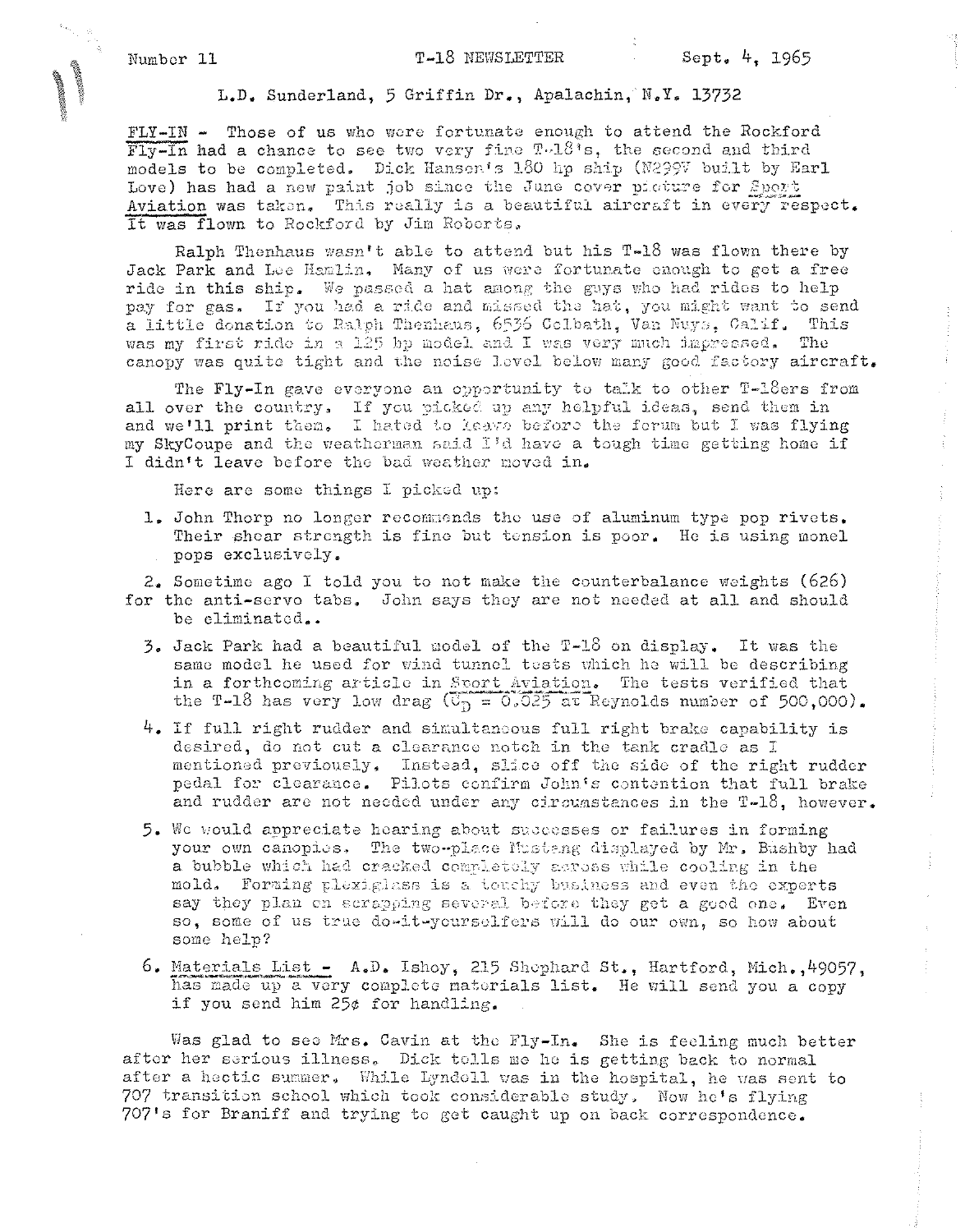Number 11 T-18 NEWSLETTER Sept. 4, 1965

L.D. Sunderland, 5 Griffin Dr., Apalachin, N.Y. 13732

FLY-IN - Those of us who were fortunate enough to attend the Rockford Fly-In had a chance to see two very fine T-18's, the second and third models to be completed. Dick Hansen's 180 hp ship (N299V built by Earl Love) has had a new paint job since the June cover picture for *Sport Aviation* was taken. This really is a beautiful aircraft in every respect. It was flown to Rockford by Jim Roberts.

Ralph Thenhaus wasn't able to attend but his T-18 was flown there by Jack Park and Lee Hamlin. Many of us were fortunate enough to get a free ride in this ship. We passed a hat among the guys who had rides to help pay for gas. If you had a ride and missed the hat, you might want to send a little donation to Ralph Thenhaus, 6536 Colbath, Van Nuys, Calif. This was my first ride in a 125 hp model and I was very much impressed. The canopy was quite tight and the noise level below many good factory aircraft.

The Fly-In gave everyone an opportunity to talk to other T-18ers from all over the country. If you picked up any helpful ideas, send them in and we'll print them. I hated to leave before the forum but I was flying my SkyCoupe and the weatherman said I'd have a tough time getting home if I didn't leave before the bad weather moved in.

Here are some things I picked up:

1. John Thorp no longer recommends the use of aluminum type pop rivets. Their shear strength is fine but tension is poor. He is using monel pops exclusively.

2. Sometime ago I told you to not make the counterbalance weights (626) for the anti-servo tabs. John says they are not needed at all and should be eliminated..

3. Jack Park had a beautiful model of the T-18 on display. It was the same model he used for wind tunnel tests which he will be describing in a forthcoming article in *Sport Aviation*. The tests verified that the T-18 has very low drag ($C_D = 0.025$ at Reynolds number of 500,000).

4. If full right rudder and simultaneous full right brake capability is desired, do not cut a clearance notch in the tank cradle as I mentioned previously. Instead, slice off the side of the right rudder pedal for clearance. Pilots confirm John's contention that full brake and rudder are not needed under any circumstances in the T-18, however.

5. We would appreciate hearing about successes or failures in forming your own canopies. The two-place Mustang displayed by Mr. Bushby had a bubble which had cracked completely across while cooling in the mold. Forming plexiglass is a touchy business and even the experts say they plan on scrapping several before they get a good one. Even so, some of us true do-it-yourselfers will do our own, so how about some help?

6. Materials List - A.D. Ishoy, 215 Shephard St., Hartford, Mich., 49057, has made up a very complete materials list. He will send you a copy if you send him 25¢ for handling.

Was glad to see Mrs. Cavin at the Fly-In. She is feeling much better after her serious illness. Dick tells me he is getting back to normal after a hectic summer. While Lyndell was in the hospital, he was sent to 707 transition school which took considerable study. Now he's flying 707's for Braniff and trying to get caught up on back correspondence.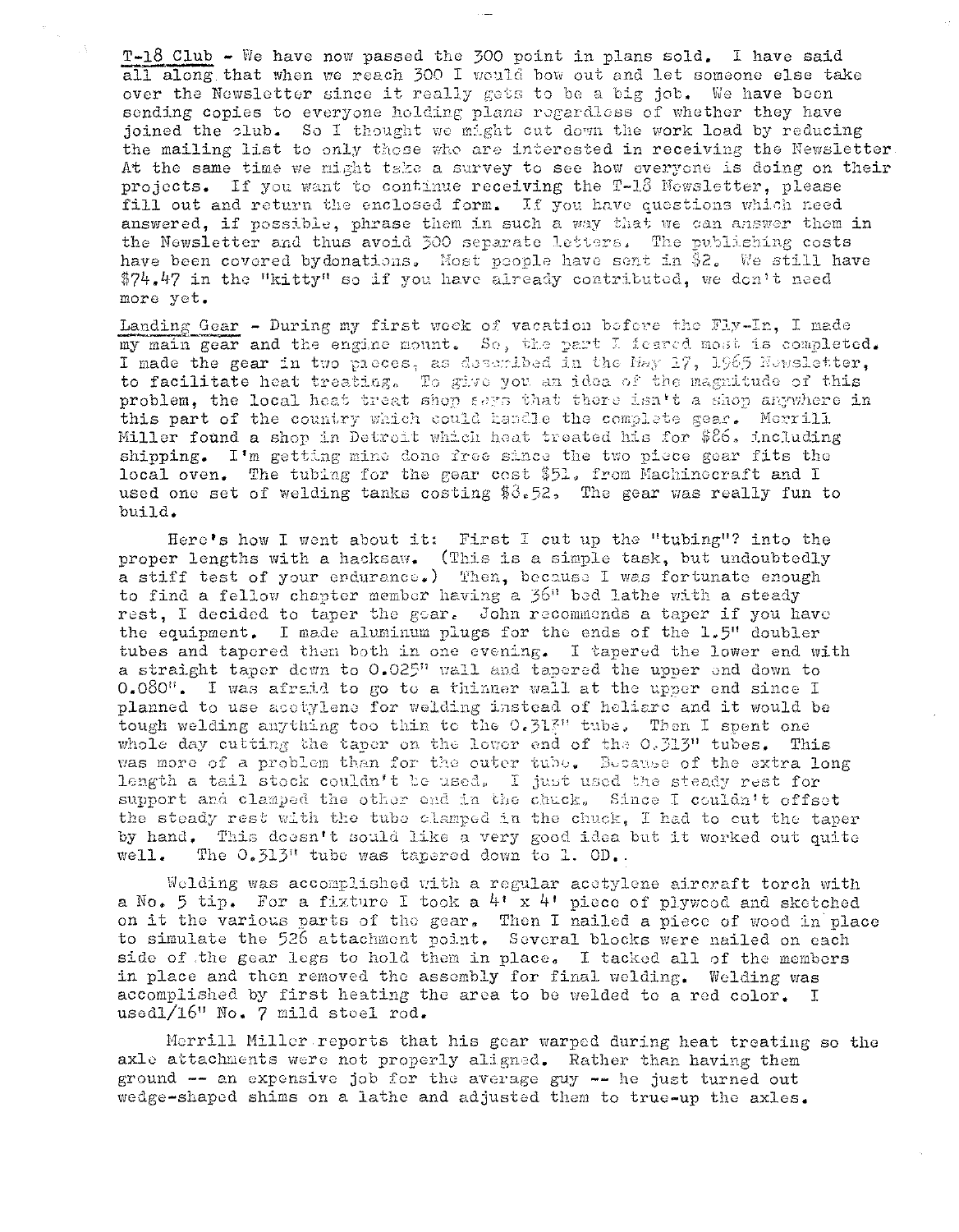T-18 Club - We have now passed the 300 point in plans sold. I have said all along that when we reach 300 I would bow out and let someone else take over the Newsletter since it really gets to be a big job. We have been sending copies to everyone holding plans regardless of whether they have joined the club. So I thought we might cut down the work load by reducing the mailing list to only those who are interested in receiving the Newsletter. At the same time we might take a survey to see how everyone is doing on their projects. If you want to continue receiving the T-18 Newsletter, please fill out and return the enclosed form. If you have questions which need answered, if possible, phrase them in such a way that we can answer them in the Newsletter and thus avoid 300 separate letters. The publishing costs have been covered bydonations. Most people have sent in $2. We still have $74.47 in the "kitty" so if you have already contributed, we don't need more yet.

Landing Gear - During my first week of vacation before the Fly-In, I made my main gear and the engine mount. So, the part I feared most is completed. I made the gear in two pieces, as described in the May 17, 1965 Newsletter, to facilitate heat treating. To give you an idea of the magnitude of this problem, the local heat treat shop says that there isn't a shop anywhere in this part of the country which could handle the complete gear. Merrill Miller found a shop in Detroit which heat treated his for $86, including shipping. I'm getting mine done free since the two piece gear fits the local oven. The tubing for the gear cost $51, from Machinecraft and I used one set of welding tanks costing $8.52. The gear was really fun to build.

Here's how I went about it: First I cut up the "tubing"? into the proper lengths with a hacksaw. (This is a simple task, but undoubtedly a stiff test of your endurance.) Then, because I was fortunate enough to find a fellow chapter member having a 36" bed lathe with a steady rest, I decided to taper the gear. John recommends a taper if you have the equipment. I made aluminum plugs for the ends of the 1.5" doubler tubes and tapered them both in one evening. I tapered the lower end with a straight taper down to 0.025" wall and tapered the upper end down to 0.080". I was afraid to go to a thinner wall at the upper end since I planned to use acetylene for welding instead of heliarc and it would be tough welding anything too thin to the 0.313" tube. Then I spent one whole day cutting the taper on the lower end of the 0.313" tubes. This was more of a problem than for the outer tube. Because of the extra long length a tail stock couldn't be used. I just used the steady rest for support and clamped the other end in the chuck. Since I couldn't offset the steady rest with the tube clamped in the chuck, I had to cut the taper by hand. This doesn't sould like a very good idea but it worked out quite well. The 0.313" tube was tapered down to 1. OD..

Welding was accomplished with a regular acetylene aircraft torch with a No. 5 tip. For a fixture I took a 4' x 4' piece of plywood and sketched on it the various parts of the gear. Then I nailed a piece of wood in place to simulate the 526 attachment point. Several blocks were nailed on each side of the gear legs to hold them in place. I tacked all of the members in place and then removed the assembly for final welding. Welding was accomplished by first heating the area to be welded to a red color. I usedl/16" No. 7 mild steel rod.

Merrill Miller reports that his gear warped during heat treating so the axle attachments were not properly aligned. Rather than having them ground -- an expensive job for the average guy -- he just turned out wedge-shaped shims on a lathe and adjusted them to true-up the axles.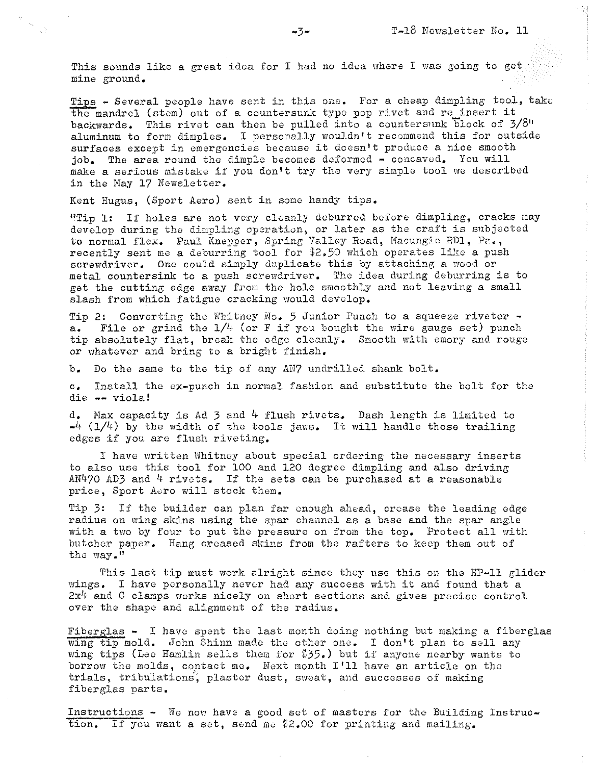This sounds like a great idea for I had no idea where I was going to get mine ground.

Tips - Several people have sent in this one. For a cheap dimpling tool, take the mandrel (stem) out of a countersunk type pop rivet and re insert it backwards. This rivet can then be pulled into a countersunk block of 3/8" aluminum to form dimples. I personally wouldn't recommend this for outside surfaces except in emergencies because it doesn't produce a nice smooth job. The area round the dimple becomes deformed - concaved. You will make a serious mistake if you don't try the very simple tool we described in the May 17 Newsletter.

Kent Hugus, (Sport Aero) sent in some handy tips.

"Tip 1: If holes are not very cleanly deburred before dimpling, cracks may develop during the dimpling operation, or later as the craft is subjected to normal flex. Paul Knepper, Spring Valley Road, Macungie RD1, Pa., recently sent me a deburring tool for $2.50 which operates like a push screwdriver. One could simply duplicate this by attaching a wood or metal countersink to a push screwdriver. The idea during deburring is to get the cutting edge away from the hole smoothly and not leaving a small slash from which fatigue cracking would develop.

Tip 2: Converting the Whitney No. 5 Junior Punch to a squeeze riveter -

a. File or grind the 1/4 (or F if you bought the wire gauge set) punch tip absolutely flat, break the edge cleanly. Smooth with emory and rouge or whatever and bring to a bright finish.

b. Do the same to the tip of any AN7 undrilled shank bolt.

c. Install the ex-punch in normal fashion and substitute the bolt for the die -- viola!

d. Max capacity is Ad 3 and 4 flush rivets. Dash length is limited to -4 (1/4) by the width of the tools jaws. It will handle those trailing edges if you are flush riveting.

I have written Whitney about special ordering the necessary inserts to also use this tool for 100 and 120 degree dimpling and also driving AN470 AD3 and 4 rivets. If the sets can be purchased at a reasonable price, Sport Aero will stock them.

Tip 3: If the builder can plan far enough ahead, crease the leading edge radius on wing skins using the spar channel as a base and the spar angle with a two by four to put the pressure on from the top. Protect all with butcher paper. Hang creased skins from the rafters to keep them out of the way."

This last tip must work alright since they use this on the HP-11 glider wings. I have personally never had any success with it and found that a 2x4 and C clamps works nicely on short sections and gives precise control over the shape and alignment of the radius.

Fiberglas - I have spent the last month doing nothing but making a fiberglas wing tip mold. John Shinn made the other one. I don't plan to sell any wing tips (Lee Hamlin sells them for $35.) but if anyone nearby wants to borrow the molds, contact me. Next month I'll have an article on the trials, tribulations, plaster dust, sweat, and successes of making fiberglas parts.

Instructions - We now have a good set of masters for the Building Instruction. If you want a set, send me $2.00 for printing and mailing.